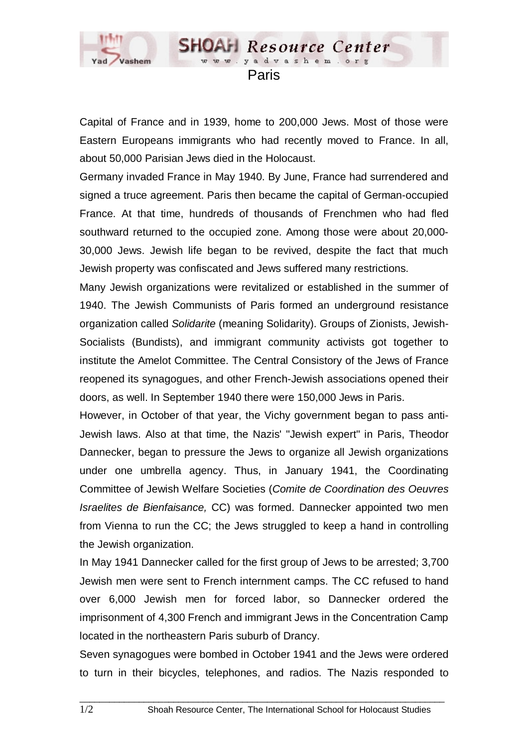# Paris

Capital of France and in 1939, home to 200,000 Jews. Most of those were Eastern Europeans immigrants who had recently moved to France. In all, about 50,000 Parisian Jews died in the Holocaust.

Germany invaded France in May 1940. By June, France had surrendered and signed a truce agreement. Paris then became the capital of German-occupied France. At that time, hundreds of thousands of Frenchmen who had fled southward returned to the occupied zone. Among those were about 20,000-30,000 Jews. Jewish life began to be revived, despite the fact that much Jewish property was confiscated and Jews suffered many restrictions.

Many Jewish organizations were revitalized or established in the summer of 1940. The Jewish Communists of Paris formed an underground resistance organization called *Solidarite* (meaning Solidarity). Groups of Zionists, Jewish-Socialists (Bundists), and immigrant community activists got together to institute the Amelot Committee. The Central Consistory of the Jews of France reopened its synagogues, and other French-Jewish associations opened their doors, as well. In September 1940 there were 150,000 Jews in Paris.

However, in October of that year, the Vichy government began to pass anti-Jewish laws. Also at that time, the Nazis' "Jewish expert" in Paris, Theodor Dannecker, began to pressure the Jews to organize all Jewish organizations under one umbrella agency. Thus, in January 1941, the Coordinating Committee of Jewish Welfare Societies (*Comite de Coordination des Oeuvres Israelites de Bienfaisance,* CC) was formed. Dannecker appointed two men from Vienna to run the CC; the Jews struggled to keep a hand in controlling the Jewish organization.

In May 1941 Dannecker called for the first group of Jews to be arrested; 3,700 Jewish men were sent to French internment camps. The CC refused to hand over 6,000 Jewish men for forced labor, so Dannecker ordered the imprisonment of 4,300 French and immigrant Jews in the Concentration Camp located in the northeastern Paris suburb of Drancy.

Seven synagogues were bombed in October 1941 and the Jews were ordered to turn in their bicycles, telephones, and radios. The Nazis responded to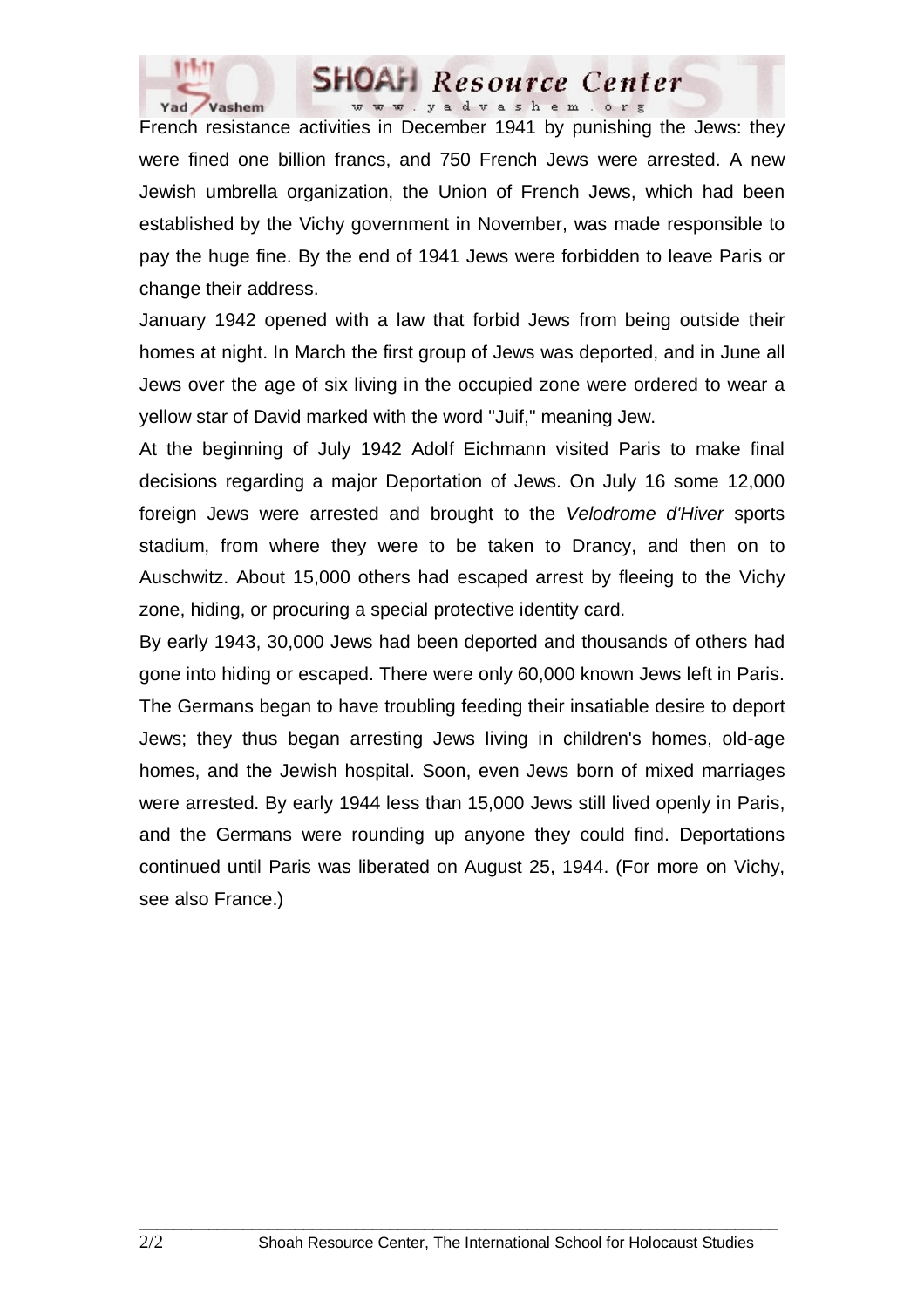French resistance activities in December 1941 by punishing the Jews: they were fined one billion francs, and 750 French Jews were arrested. A new Jewish umbrella organization, the Union of French Jews, which had been established by the Vichy government in November, was made responsible to pay the huge fine. By the end of 1941 Jews were forbidden to leave Paris or change their address.

January 1942 opened with a law that forbid Jews from being outside their homes at night. In March the first group of Jews was deported, and in June all Jews over the age of six living in the occupied zone were ordered to wear a yellow star of David marked with the word "Juif," meaning Jew.

At the beginning of July 1942 Adolf Eichmann visited Paris to make final decisions regarding a major Deportation of Jews. On July 16 some 12,000 foreign Jews were arrested and brought to the *Velodrome d'Hiver* sports stadium, from where they were to be taken to Drancy, and then on to Auschwitz. About 15,000 others had escaped arrest by fleeing to the Vichy zone, hiding, or procuring a special protective identity card.

By early 1943, 30,000 Jews had been deported and thousands of others had gone into hiding or escaped. There were only 60,000 known Jews left in Paris. The Germans began to have troubling feeding their insatiable desire to deport Jews; they thus began arresting Jews living in children's homes, old-age homes, and the Jewish hospital. Soon, even Jews born of mixed marriages were arrested. By early 1944 less than 15,000 Jews still lived openly in Paris, and the Germans were rounding up anyone they could find. Deportations continued until Paris was liberated on August 25, 1944. (For more on Vichy, see also France.)